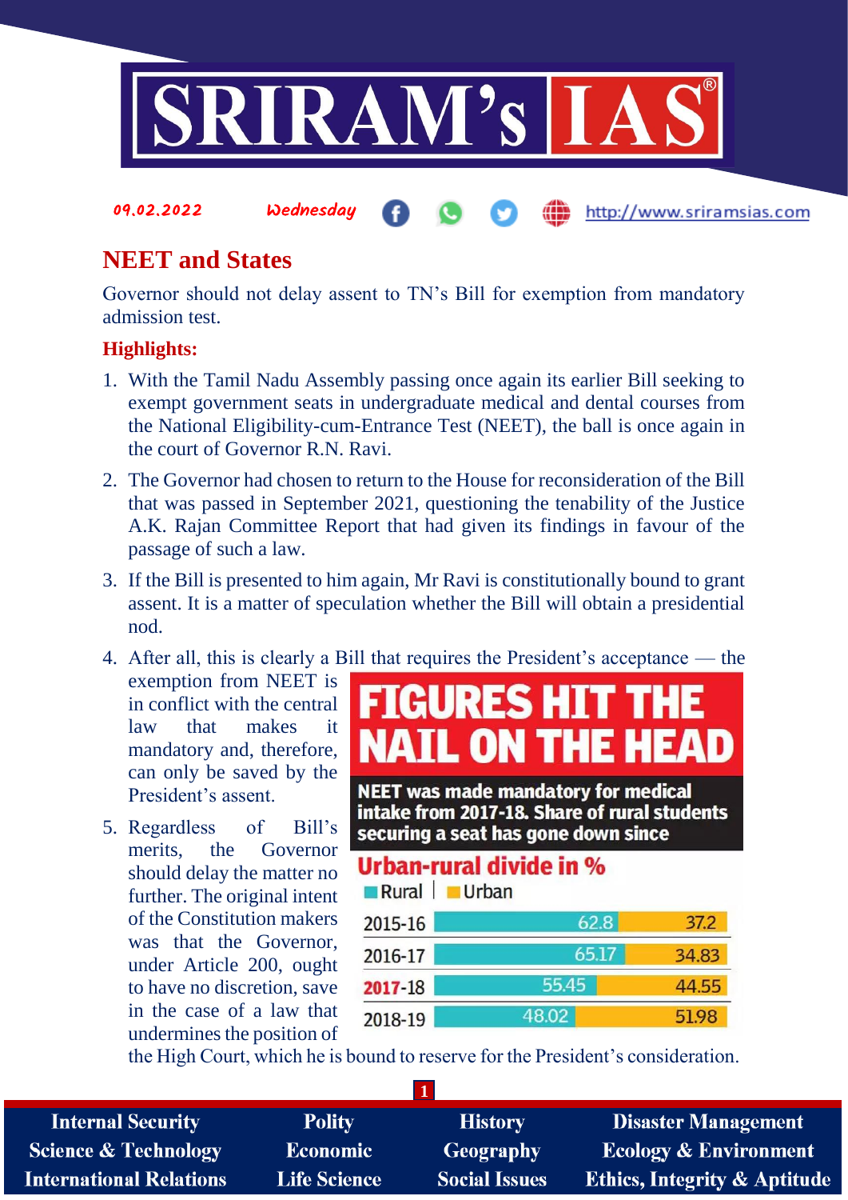09.02.2022 Wednesday http://www.sriramsias.com

# NEET and States

Governor should not delay assent to TN's Bill for exemption from mandatory admission test.

**Highlights:**

1. With the Tamil Nadu Assembly passing once again its earlier Bill seeking to exempt government seats in undergraduate medical and dental courses from the National Eligibility-cum-Entrance Test (NEET), the ball is once again in the court of Governor R.N. Ravi.
2. The Governor had chosen to return to the House for reconsideration of the Bill that was passed in September 2021, questioning the tenability of the Justice A.K. Rajan Committee Report that had given its findings in favour of the passage of such a law.
3. If the Bill is presented to him again, Mr Ravi is constitutionally bound to grant assent. It is a matter of speculation whether the Bill will obtain a presidential nod.
4. After all, this is clearly a Bill that requires the President's acceptance — the exemption from NEET is in conflict with the central law that makes it mandatory and, therefore, can only be saved by the President's assent.
5. Regardless of Bill's merits, the Governor should delay the matter no further. The original intent of the Constitution makers was that the Governor, under Article 200, ought to have no discretion, save in the case of a law that undermines the position of the High Court, which he is bound to reserve for the President's consideration.

**FIGURES HIT THE NAIL ON THE HEAD**

NEET was made mandatory for medical intake from 2017-18. Share of rural students securing a seat has gone down since

**Urban-rural divide in %**

| Year | Rural | Urban |
|---|---|---|
| 2015-16 | 62.8 | 37.2 |
| 2016-17 | 65.17 | 34.83 |
| 2017-18 | 55.45 | 44.55 |
| 2018-19 | 48.02 | 51.98 |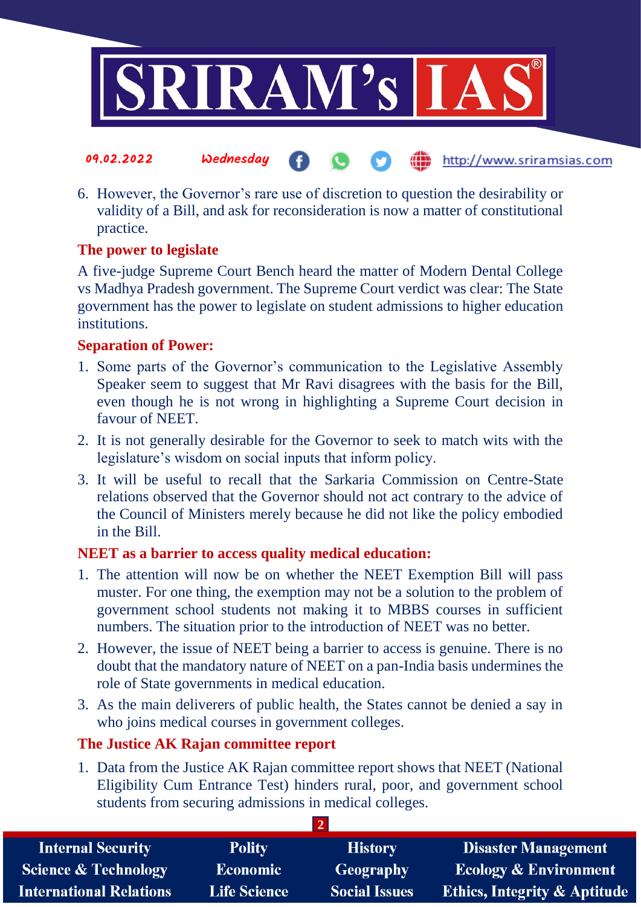6. However, the Governor's rare use of discretion to question the desirability or validity of a Bill, and ask for reconsideration is now a matter of constitutional practice.

## The power to legislate

A five-judge Supreme Court Bench heard the matter of Modern Dental College vs Madhya Pradesh government. The Supreme Court verdict was clear: The State government has the power to legislate on student admissions to higher education institutions.

## Separation of Power:

1. Some parts of the Governor's communication to the Legislative Assembly Speaker seem to suggest that Mr Ravi disagrees with the basis for the Bill, even though he is not wrong in highlighting a Supreme Court decision in favour of NEET.
2. It is not generally desirable for the Governor to seek to match wits with the legislature's wisdom on social inputs that inform policy.
3. It will be useful to recall that the Sarkaria Commission on Centre-State relations observed that the Governor should not act contrary to the advice of the Council of Ministers merely because he did not like the policy embodied in the Bill.

## NEET as a barrier to access quality medical education:

1. The attention will now be on whether the NEET Exemption Bill will pass muster. For one thing, the exemption may not be a solution to the problem of government school students not making it to MBBS courses in sufficient numbers. The situation prior to the introduction of NEET was no better.
2. However, the issue of NEET being a barrier to access is genuine. There is no doubt that the mandatory nature of NEET on a pan-India basis undermines the role of State governments in medical education.
3. As the main deliverers of public health, the States cannot be denied a say in who joins medical courses in government colleges.

## The Justice AK Rajan committee report

1. Data from the Justice AK Rajan committee report shows that NEET (National Eligibility Cum Entrance Test) hinders rural, poor, and government school students from securing admissions in medical colleges.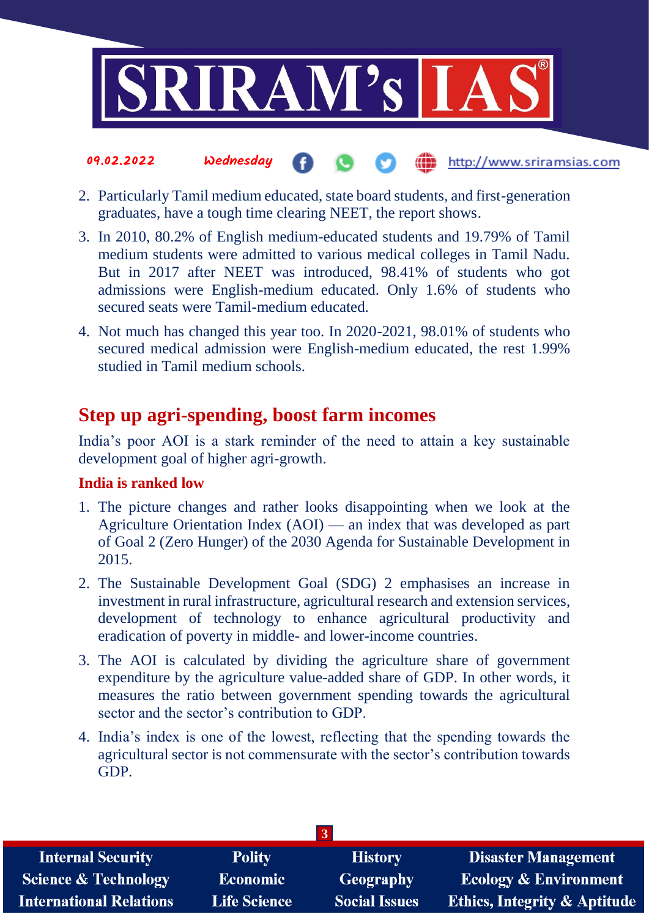2. Particularly Tamil medium educated, state board students, and first-generation graduates, have a tough time clearing NEET, the report shows.
3. In 2010, 80.2% of English medium-educated students and 19.79% of Tamil medium students were admitted to various medical colleges in Tamil Nadu. But in 2017 after NEET was introduced, 98.41% of students who got admissions were English-medium educated. Only 1.6% of students who secured seats were Tamil-medium educated.
4. Not much has changed this year too. In 2020-2021, 98.01% of students who secured medical admission were English-medium educated, the rest 1.99% studied in Tamil medium schools.

## Step up agri-spending, boost farm incomes

India's poor AOI is a stark reminder of the need to attain a key sustainable development goal of higher agri-growth.

### India is ranked low

1. The picture changes and rather looks disappointing when we look at the Agriculture Orientation Index (AOI) — an index that was developed as part of Goal 2 (Zero Hunger) of the 2030 Agenda for Sustainable Development in 2015.
2. The Sustainable Development Goal (SDG) 2 emphasises an increase in investment in rural infrastructure, agricultural research and extension services, development of technology to enhance agricultural productivity and eradication of poverty in middle- and lower-income countries.
3. The AOI is calculated by dividing the agriculture share of government expenditure by the agriculture value-added share of GDP. In other words, it measures the ratio between government spending towards the agricultural sector and the sector's contribution to GDP.
4. India's index is one of the lowest, reflecting that the spending towards the agricultural sector is not commensurate with the sector's contribution towards GDP.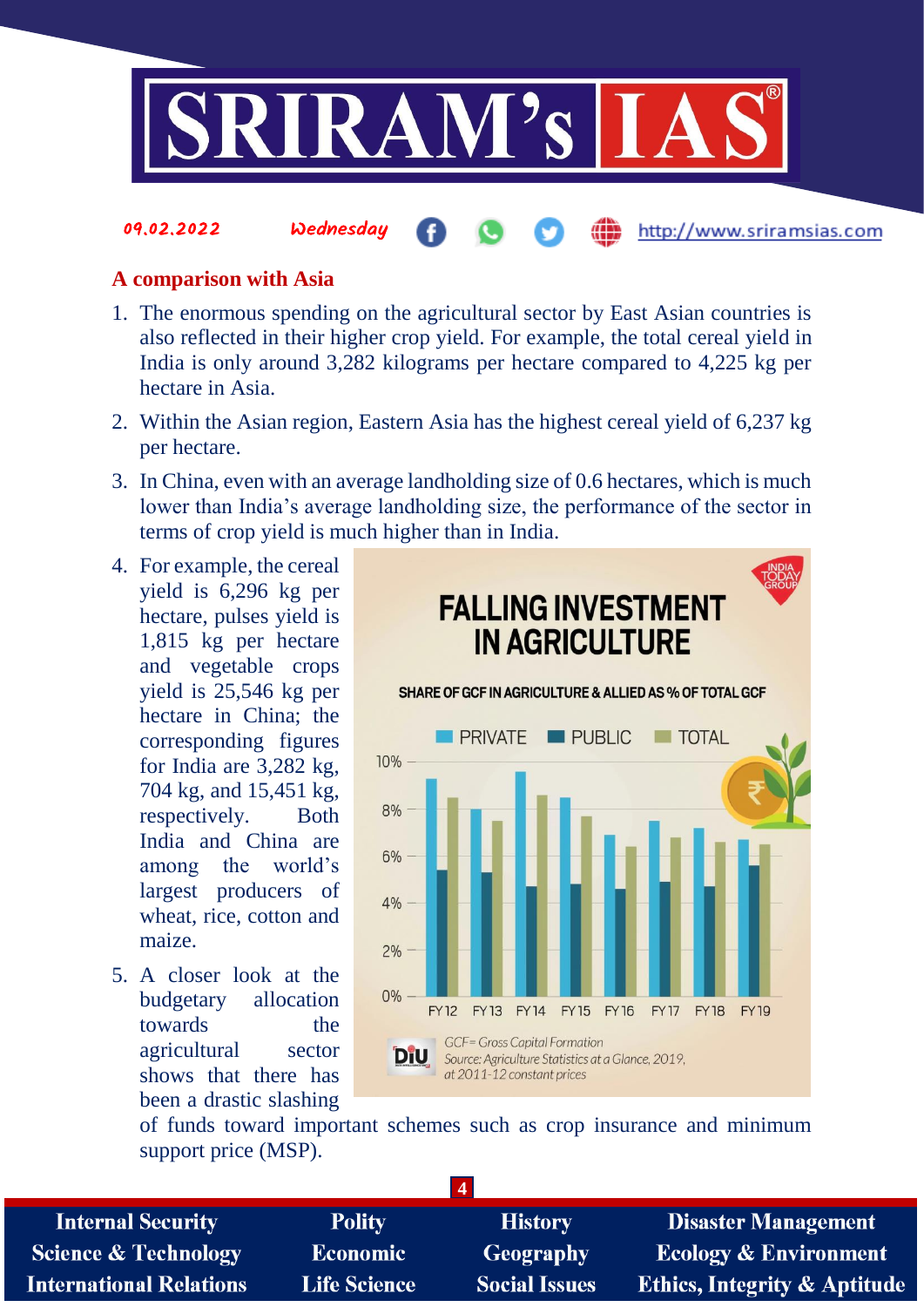## A comparison with Asia

1. The enormous spending on the agricultural sector by East Asian countries is also reflected in their higher crop yield. For example, the total cereal yield in India is only around 3,282 kilograms per hectare compared to 4,225 kg per hectare in Asia.
2. Within the Asian region, Eastern Asia has the highest cereal yield of 6,237 kg per hectare.
3. In China, even with an average landholding size of 0.6 hectares, which is much lower than India's average landholding size, the performance of the sector in terms of crop yield is much higher than in India.
4. For example, the cereal yield is 6,296 kg per hectare, pulses yield is 1,815 kg per hectare and vegetable crops yield is 25,546 kg per hectare in China; the corresponding figures for India are 3,282 kg, 704 kg, and 15,451 kg, respectively. Both India and China are among the world's largest producers of wheat, rice, cotton and maize.
5. A closer look at the budgetary allocation towards the agricultural sector shows that there has been a drastic slashing of funds toward important schemes such as crop insurance and minimum support price (MSP).

**FALLING INVESTMENT IN AGRICULTURE**

SHARE OF GCF IN AGRICULTURE & ALLIED AS % OF TOTAL GCF

*GCF= Gross Capital Formation*
*Source: Agriculture Statistics at a Glance, 2019, at 2011-12 constant prices*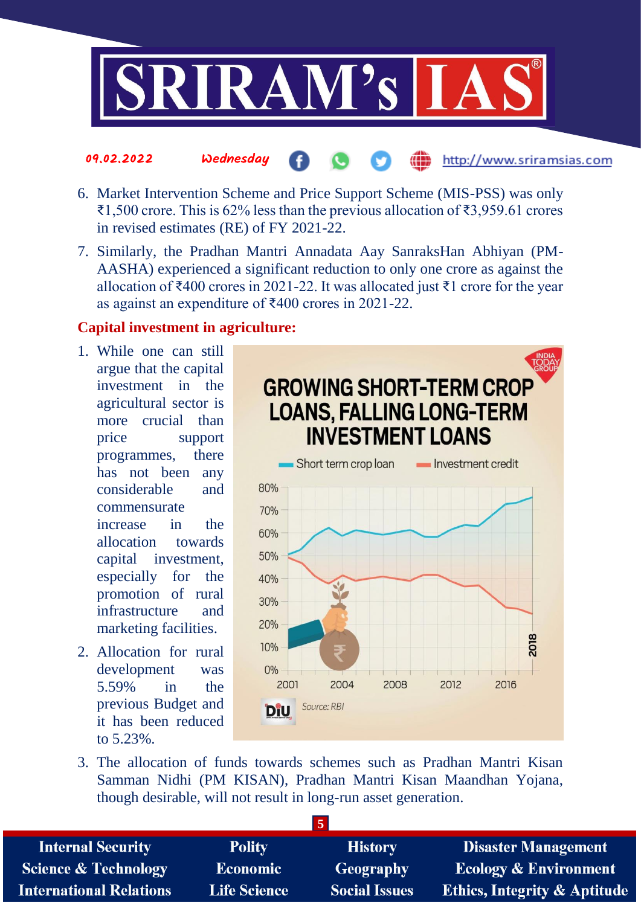6. Market Intervention Scheme and Price Support Scheme (MIS-PSS) was only ₹1,500 crore. This is 62% less than the previous allocation of ₹3,959.61 crores in revised estimates (RE) of FY 2021-22.
7. Similarly, the Pradhan Mantri Annadata Aay SanraksHan Abhiyan (PM-AASHA) experienced a significant reduction to only one crore as against the allocation of ₹400 crores in 2021-22. It was allocated just ₹1 crore for the year as against an expenditure of ₹400 crores in 2021-22.

**Capital investment in agriculture:**

1. While one can still argue that the capital investment in the agricultural sector is more crucial than price support programmes, there has not been any considerable and commensurate increase in the allocation towards capital investment, especially for the promotion of rural infrastructure and marketing facilities.
2. Allocation for rural development was 5.59% in the previous Budget and it has been reduced to 5.23%.

GROWING SHORT-TERM CROP LOANS, FALLING LONG-TERM INVESTMENT LOANS

Source: RBI

3. The allocation of funds towards schemes such as Pradhan Mantri Kisan Samman Nidhi (PM KISAN), Pradhan Mantri Kisan Maandhan Yojana, though desirable, will not result in long-run asset generation.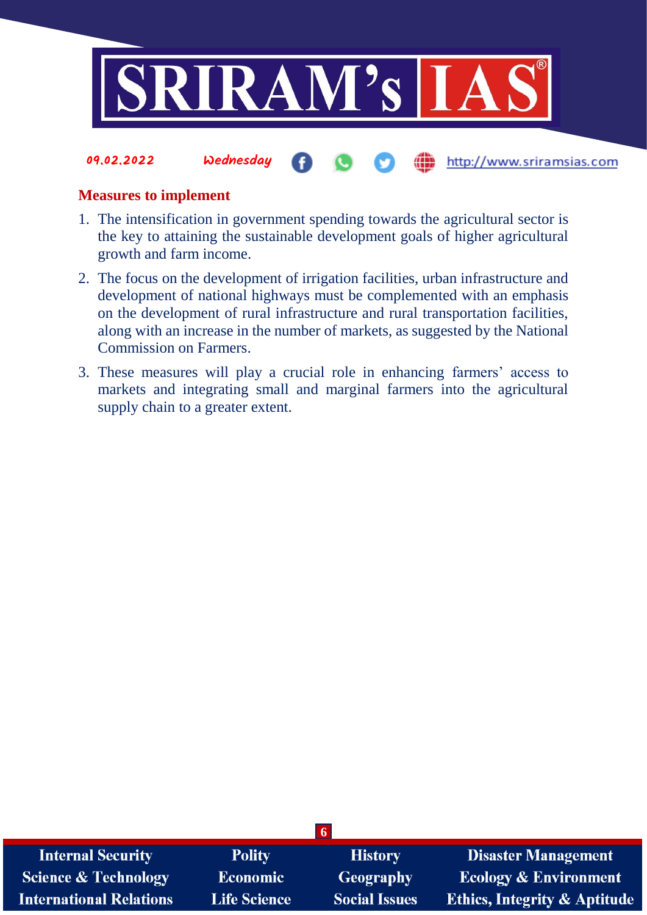### Measures to implement

1. The intensification in government spending towards the agricultural sector is the key to attaining the sustainable development goals of higher agricultural growth and farm income.
2. The focus on the development of irrigation facilities, urban infrastructure and development of national highways must be complemented with an emphasis on the development of rural infrastructure and rural transportation facilities, along with an increase in the number of markets, as suggested by the National Commission on Farmers.
3. These measures will play a crucial role in enhancing farmers' access to markets and integrating small and marginal farmers into the agricultural supply chain to a greater extent.